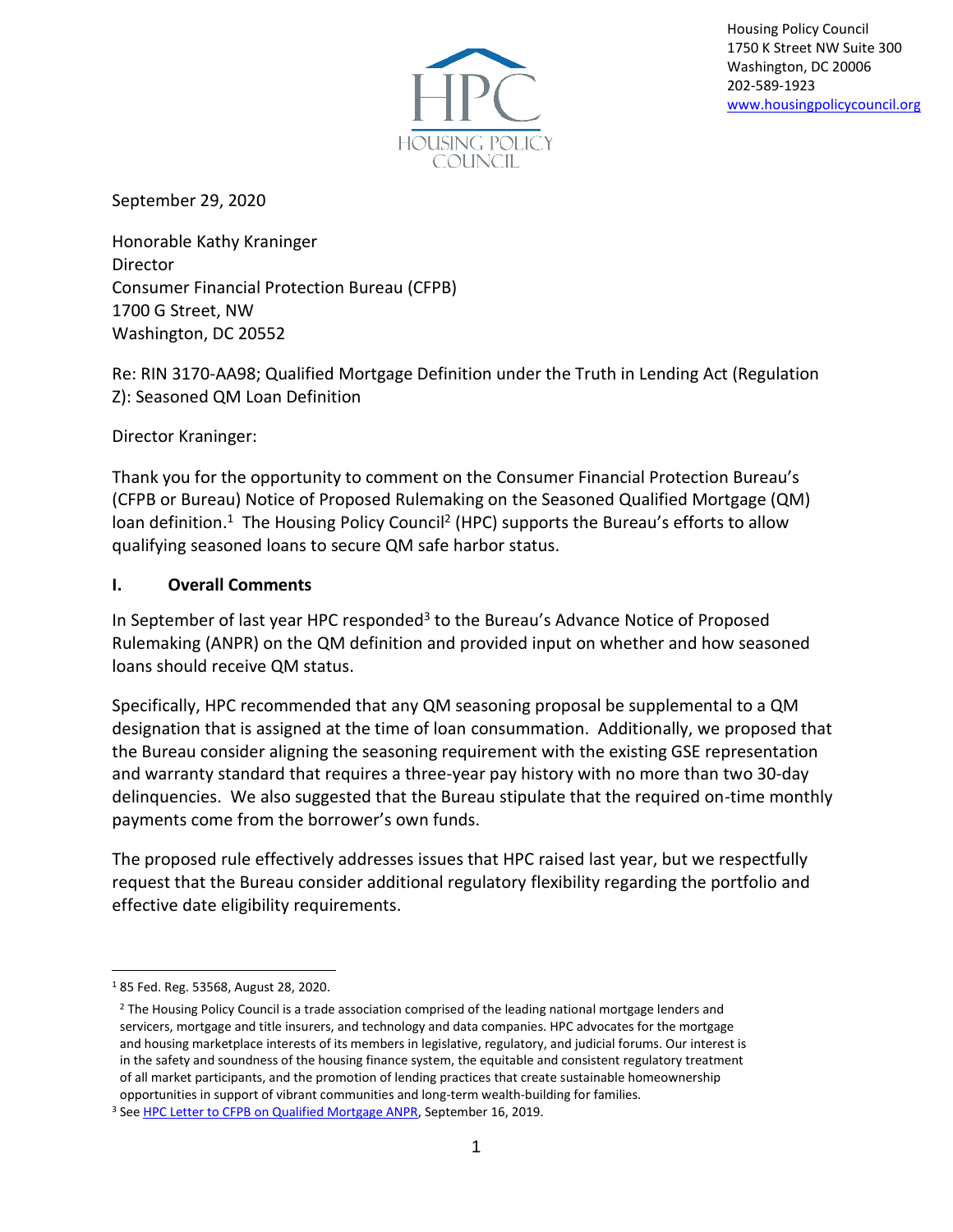HPC

HOUSING POLICY COUNCIL

Housing Policy Council
1750 K Street NW Suite 300
Washington, DC 20006
202-589-1923
www.housingpolicycouncil.org

September 29, 2020

Honorable Kathy Kraninger
Director
Consumer Financial Protection Bureau (CFPB)
1700 G Street, NW
Washington, DC 20552

Re: RIN 3170-AA98; Qualified Mortgage Definition under the Truth in Lending Act (Regulation Z): Seasoned QM Loan Definition

Director Kraninger:

Thank you for the opportunity to comment on the Consumer Financial Protection Bureau's (CFPB or Bureau) Notice of Proposed Rulemaking on the Seasoned Qualified Mortgage (QM) loan definition.[1] The Housing Policy Council[2] (HPC) supports the Bureau's efforts to allow qualifying seasoned loans to secure QM safe harbor status.

## I. Overall Comments

In September of last year HPC responded[3] to the Bureau's Advance Notice of Proposed Rulemaking (ANPR) on the QM definition and provided input on whether and how seasoned loans should receive QM status.

Specifically, HPC recommended that any QM seasoning proposal be supplemental to a QM designation that is assigned at the time of loan consummation. Additionally, we proposed that the Bureau consider aligning the seasoning requirement with the existing GSE representation and warranty standard that requires a three-year pay history with no more than two 30-day delinquencies. We also suggested that the Bureau stipulate that the required on-time monthly payments come from the borrower's own funds.

The proposed rule effectively addresses issues that HPC raised last year, but we respectfully request that the Bureau consider additional regulatory flexibility regarding the portfolio and effective date eligibility requirements.

---

[1] 85 Fed. Reg. 53568, August 28, 2020.

[2] The Housing Policy Council is a trade association comprised of the leading national mortgage lenders and servicers, mortgage and title insurers, and technology and data companies. HPC advocates for the mortgage and housing marketplace interests of its members in legislative, regulatory, and judicial forums. Our interest is in the safety and soundness of the housing finance system, the equitable and consistent regulatory treatment of all market participants, and the promotion of lending practices that create sustainable homeownership opportunities in support of vibrant communities and long-term wealth-building for families.

[3] See HPC Letter to CFPB on Qualified Mortgage ANPR, September 16, 2019.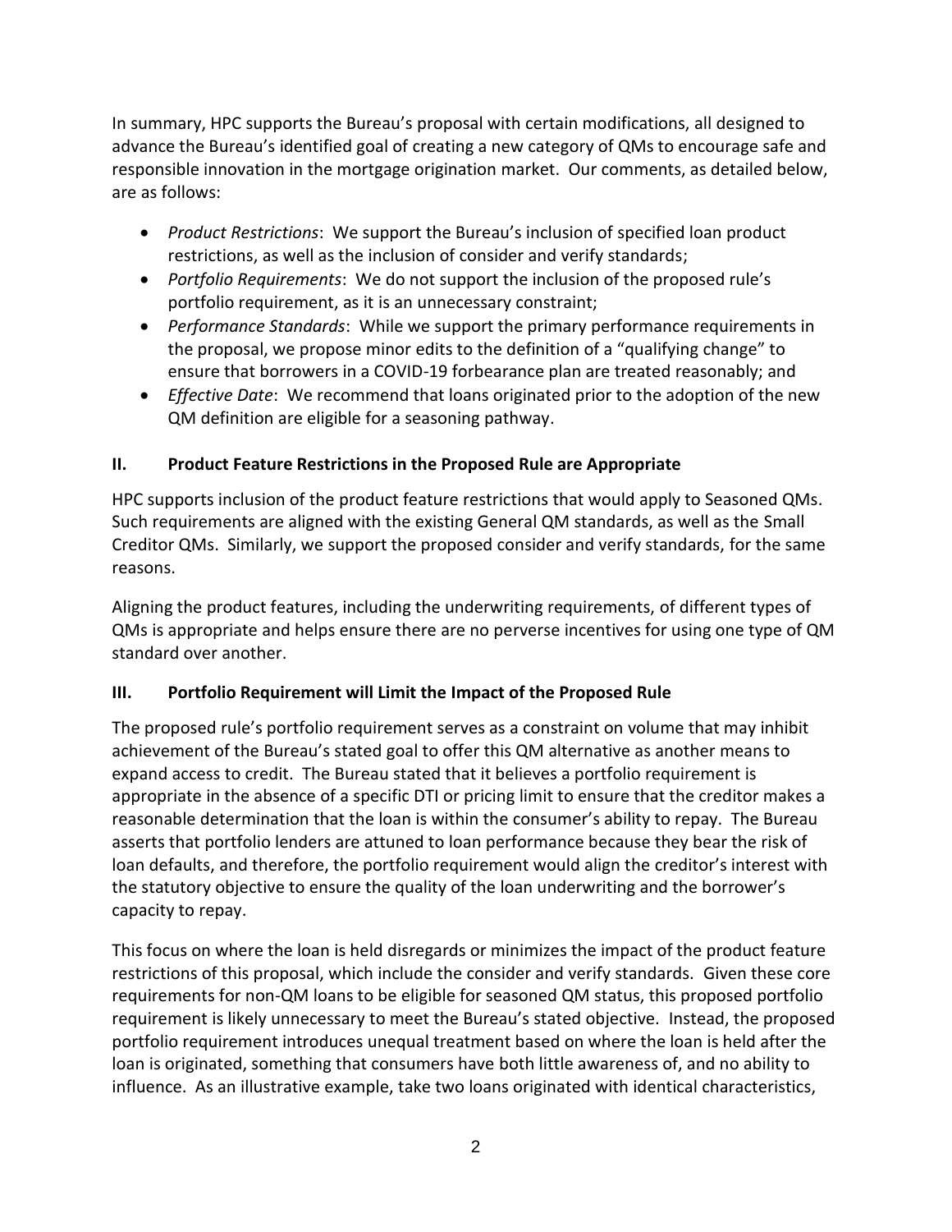In summary, HPC supports the Bureau's proposal with certain modifications, all designed to advance the Bureau's identified goal of creating a new category of QMs to encourage safe and responsible innovation in the mortgage origination market. Our comments, as detailed below, are as follows:

- *Product Restrictions*: We support the Bureau's inclusion of specified loan product restrictions, as well as the inclusion of consider and verify standards;
- *Portfolio Requirements*: We do not support the inclusion of the proposed rule's portfolio requirement, as it is an unnecessary constraint;
- *Performance Standards*: While we support the primary performance requirements in the proposal, we propose minor edits to the definition of a "qualifying change" to ensure that borrowers in a COVID-19 forbearance plan are treated reasonably; and
- *Effective Date*: We recommend that loans originated prior to the adoption of the new QM definition are eligible for a seasoning pathway.

## II. Product Feature Restrictions in the Proposed Rule are Appropriate

HPC supports inclusion of the product feature restrictions that would apply to Seasoned QMs. Such requirements are aligned with the existing General QM standards, as well as the Small Creditor QMs. Similarly, we support the proposed consider and verify standards, for the same reasons.

Aligning the product features, including the underwriting requirements, of different types of QMs is appropriate and helps ensure there are no perverse incentives for using one type of QM standard over another.

## III. Portfolio Requirement will Limit the Impact of the Proposed Rule

The proposed rule's portfolio requirement serves as a constraint on volume that may inhibit achievement of the Bureau's stated goal to offer this QM alternative as another means to expand access to credit. The Bureau stated that it believes a portfolio requirement is appropriate in the absence of a specific DTI or pricing limit to ensure that the creditor makes a reasonable determination that the loan is within the consumer's ability to repay. The Bureau asserts that portfolio lenders are attuned to loan performance because they bear the risk of loan defaults, and therefore, the portfolio requirement would align the creditor's interest with the statutory objective to ensure the quality of the loan underwriting and the borrower's capacity to repay.

This focus on where the loan is held disregards or minimizes the impact of the product feature restrictions of this proposal, which include the consider and verify standards. Given these core requirements for non-QM loans to be eligible for seasoned QM status, this proposed portfolio requirement is likely unnecessary to meet the Bureau's stated objective. Instead, the proposed portfolio requirement introduces unequal treatment based on where the loan is held after the loan is originated, something that consumers have both little awareness of, and no ability to influence. As an illustrative example, take two loans originated with identical characteristics,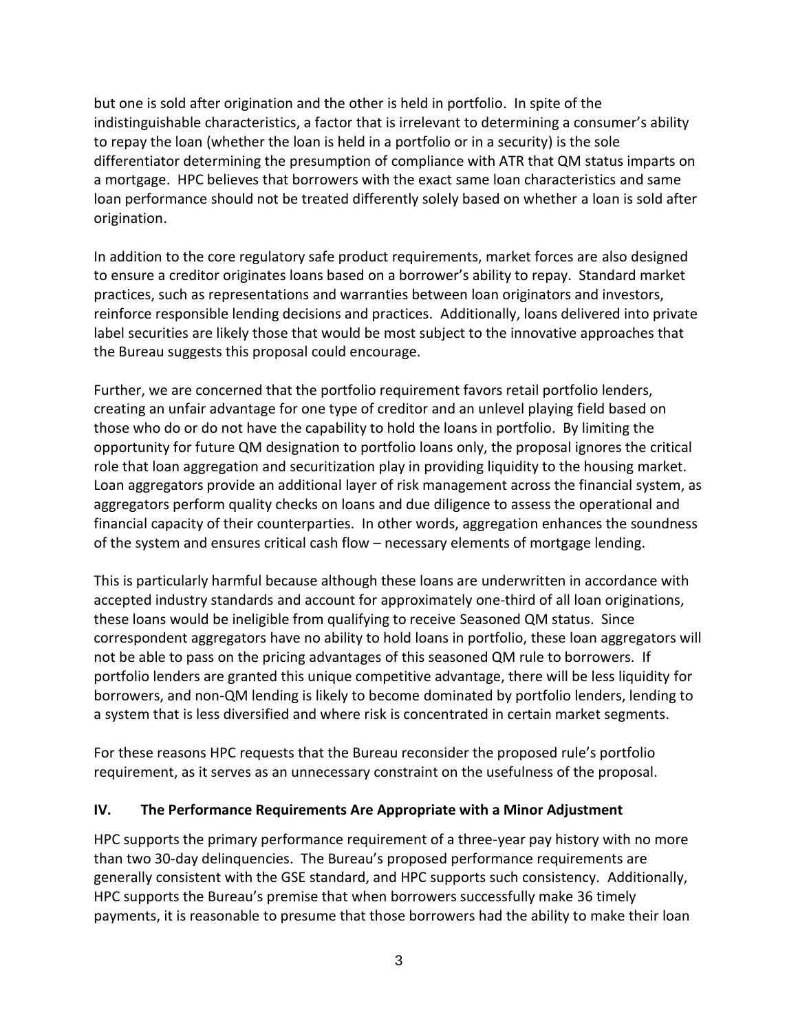but one is sold after origination and the other is held in portfolio. In spite of the indistinguishable characteristics, a factor that is irrelevant to determining a consumer's ability to repay the loan (whether the loan is held in a portfolio or in a security) is the sole differentiator determining the presumption of compliance with ATR that QM status imparts on a mortgage. HPC believes that borrowers with the exact same loan characteristics and same loan performance should not be treated differently solely based on whether a loan is sold after origination.

In addition to the core regulatory safe product requirements, market forces are also designed to ensure a creditor originates loans based on a borrower's ability to repay. Standard market practices, such as representations and warranties between loan originators and investors, reinforce responsible lending decisions and practices. Additionally, loans delivered into private label securities are likely those that would be most subject to the innovative approaches that the Bureau suggests this proposal could encourage.

Further, we are concerned that the portfolio requirement favors retail portfolio lenders, creating an unfair advantage for one type of creditor and an unlevel playing field based on those who do or do not have the capability to hold the loans in portfolio. By limiting the opportunity for future QM designation to portfolio loans only, the proposal ignores the critical role that loan aggregation and securitization play in providing liquidity to the housing market. Loan aggregators provide an additional layer of risk management across the financial system, as aggregators perform quality checks on loans and due diligence to assess the operational and financial capacity of their counterparties. In other words, aggregation enhances the soundness of the system and ensures critical cash flow – necessary elements of mortgage lending.

This is particularly harmful because although these loans are underwritten in accordance with accepted industry standards and account for approximately one-third of all loan originations, these loans would be ineligible from qualifying to receive Seasoned QM status. Since correspondent aggregators have no ability to hold loans in portfolio, these loan aggregators will not be able to pass on the pricing advantages of this seasoned QM rule to borrowers. If portfolio lenders are granted this unique competitive advantage, there will be less liquidity for borrowers, and non-QM lending is likely to become dominated by portfolio lenders, lending to a system that is less diversified and where risk is concentrated in certain market segments.

For these reasons HPC requests that the Bureau reconsider the proposed rule's portfolio requirement, as it serves as an unnecessary constraint on the usefulness of the proposal.

## IV. The Performance Requirements Are Appropriate with a Minor Adjustment

HPC supports the primary performance requirement of a three-year pay history with no more than two 30-day delinquencies. The Bureau's proposed performance requirements are generally consistent with the GSE standard, and HPC supports such consistency. Additionally, HPC supports the Bureau's premise that when borrowers successfully make 36 timely payments, it is reasonable to presume that those borrowers had the ability to make their loan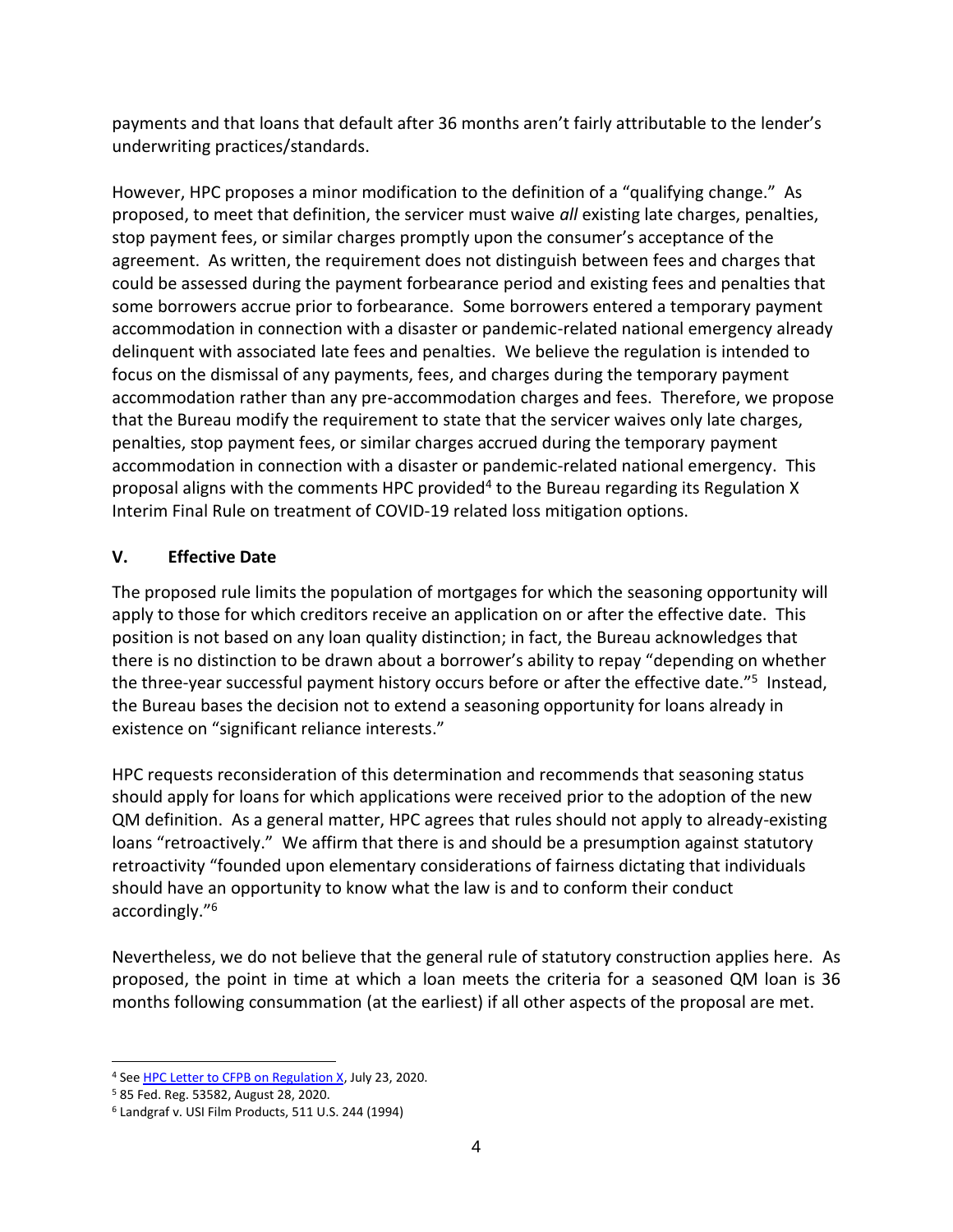payments and that loans that default after 36 months aren't fairly attributable to the lender's underwriting practices/standards.

However, HPC proposes a minor modification to the definition of a "qualifying change." As proposed, to meet that definition, the servicer must waive *all* existing late charges, penalties, stop payment fees, or similar charges promptly upon the consumer's acceptance of the agreement. As written, the requirement does not distinguish between fees and charges that could be assessed during the payment forbearance period and existing fees and penalties that some borrowers accrue prior to forbearance. Some borrowers entered a temporary payment accommodation in connection with a disaster or pandemic-related national emergency already delinquent with associated late fees and penalties. We believe the regulation is intended to focus on the dismissal of any payments, fees, and charges during the temporary payment accommodation rather than any pre-accommodation charges and fees. Therefore, we propose that the Bureau modify the requirement to state that the servicer waives only late charges, penalties, stop payment fees, or similar charges accrued during the temporary payment accommodation in connection with a disaster or pandemic-related national emergency. This proposal aligns with the comments HPC provided[4] to the Bureau regarding its Regulation X Interim Final Rule on treatment of COVID-19 related loss mitigation options.

## V. Effective Date

The proposed rule limits the population of mortgages for which the seasoning opportunity will apply to those for which creditors receive an application on or after the effective date. This position is not based on any loan quality distinction; in fact, the Bureau acknowledges that there is no distinction to be drawn about a borrower's ability to repay "depending on whether the three-year successful payment history occurs before or after the effective date."[5] Instead, the Bureau bases the decision not to extend a seasoning opportunity for loans already in existence on "significant reliance interests."

HPC requests reconsideration of this determination and recommends that seasoning status should apply for loans for which applications were received prior to the adoption of the new QM definition. As a general matter, HPC agrees that rules should not apply to already-existing loans "retroactively." We affirm that there is and should be a presumption against statutory retroactivity "founded upon elementary considerations of fairness dictating that individuals should have an opportunity to know what the law is and to conform their conduct accordingly."[6]

Nevertheless, we do not believe that the general rule of statutory construction applies here. As proposed, the point in time at which a loan meets the criteria for a seasoned QM loan is 36 months following consummation (at the earliest) if all other aspects of the proposal are met.

---

[4] See HPC Letter to CFPB on Regulation X, July 23, 2020.

[5] 85 Fed. Reg. 53582, August 28, 2020.

[6] Landgraf v. USI Film Products, 511 U.S. 244 (1994)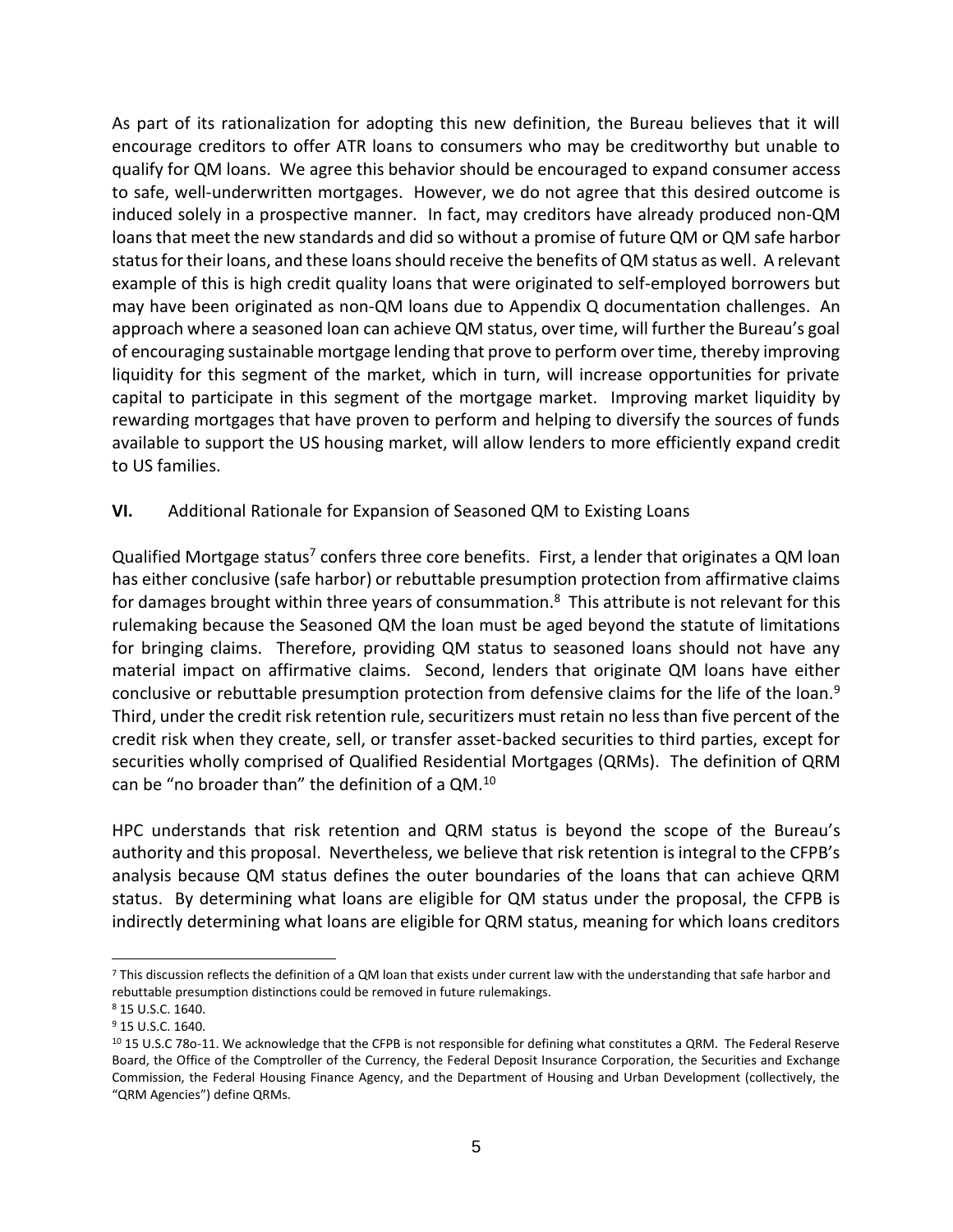As part of its rationalization for adopting this new definition, the Bureau believes that it will encourage creditors to offer ATR loans to consumers who may be creditworthy but unable to qualify for QM loans. We agree this behavior should be encouraged to expand consumer access to safe, well-underwritten mortgages. However, we do not agree that this desired outcome is induced solely in a prospective manner. In fact, may creditors have already produced non-QM loans that meet the new standards and did so without a promise of future QM or QM safe harbor status for their loans, and these loans should receive the benefits of QM status as well. A relevant example of this is high credit quality loans that were originated to self-employed borrowers but may have been originated as non-QM loans due to Appendix Q documentation challenges. An approach where a seasoned loan can achieve QM status, over time, will further the Bureau's goal of encouraging sustainable mortgage lending that prove to perform over time, thereby improving liquidity for this segment of the market, which in turn, will increase opportunities for private capital to participate in this segment of the mortgage market. Improving market liquidity by rewarding mortgages that have proven to perform and helping to diversify the sources of funds available to support the US housing market, will allow lenders to more efficiently expand credit to US families.

**VI.** Additional Rationale for Expansion of Seasoned QM to Existing Loans

Qualified Mortgage status[7] confers three core benefits. First, a lender that originates a QM loan has either conclusive (safe harbor) or rebuttable presumption protection from affirmative claims for damages brought within three years of consummation.[8] This attribute is not relevant for this rulemaking because the Seasoned QM the loan must be aged beyond the statute of limitations for bringing claims. Therefore, providing QM status to seasoned loans should not have any material impact on affirmative claims. Second, lenders that originate QM loans have either conclusive or rebuttable presumption protection from defensive claims for the life of the loan.[9] Third, under the credit risk retention rule, securitizers must retain no less than five percent of the credit risk when they create, sell, or transfer asset-backed securities to third parties, except for securities wholly comprised of Qualified Residential Mortgages (QRMs). The definition of QRM can be "no broader than" the definition of a QM.[10]

HPC understands that risk retention and QRM status is beyond the scope of the Bureau's authority and this proposal. Nevertheless, we believe that risk retention is integral to the CFPB's analysis because QM status defines the outer boundaries of the loans that can achieve QRM status. By determining what loans are eligible for QM status under the proposal, the CFPB is indirectly determining what loans are eligible for QRM status, meaning for which loans creditors

---

[7] This discussion reflects the definition of a QM loan that exists under current law with the understanding that safe harbor and rebuttable presumption distinctions could be removed in future rulemakings.

[8] 15 U.S.C. 1640.

[9] 15 U.S.C. 1640.

[10] 15 U.S.C 78o-11. We acknowledge that the CFPB is not responsible for defining what constitutes a QRM. The Federal Reserve Board, the Office of the Comptroller of the Currency, the Federal Deposit Insurance Corporation, the Securities and Exchange Commission, the Federal Housing Finance Agency, and the Department of Housing and Urban Development (collectively, the "QRM Agencies") define QRMs.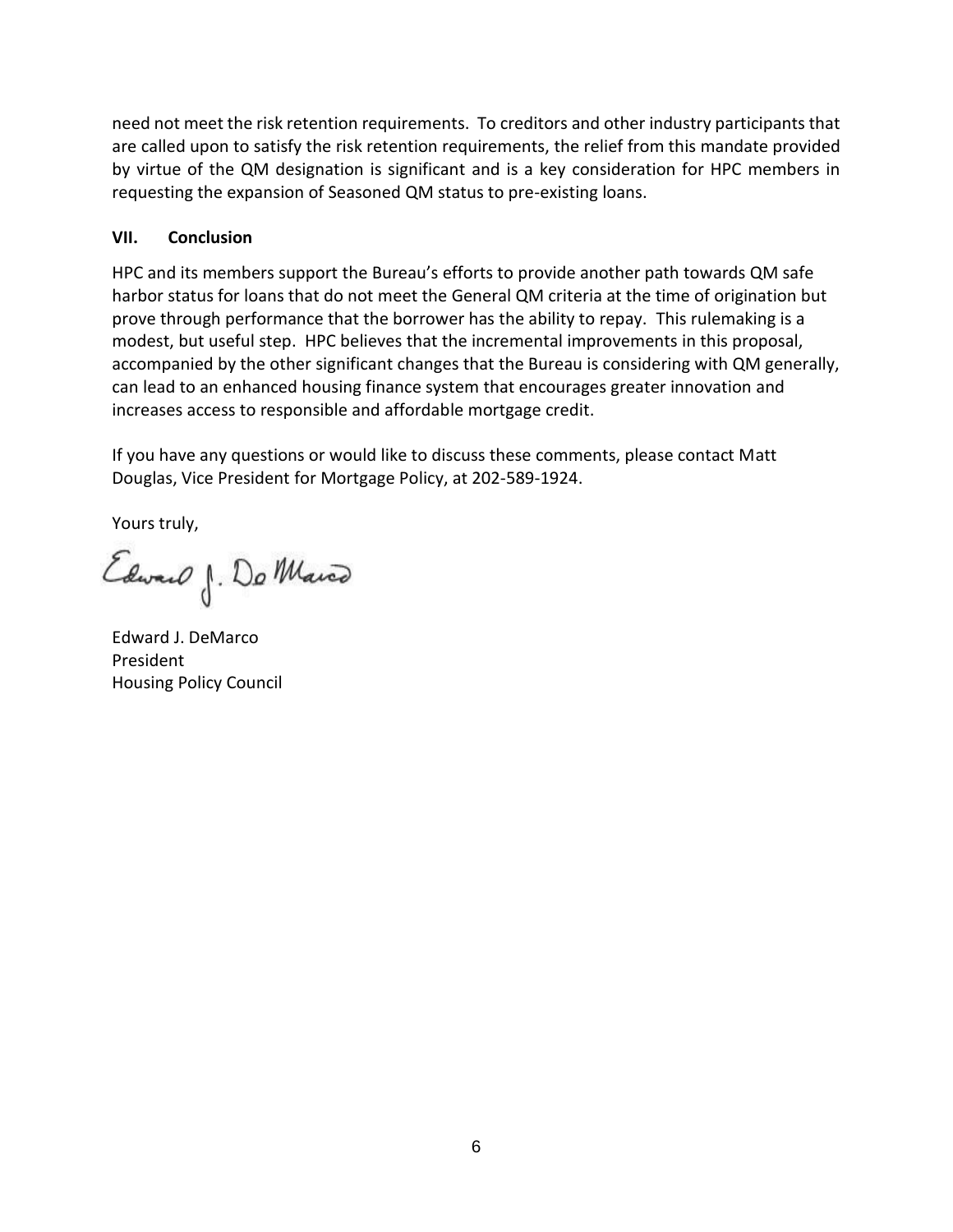need not meet the risk retention requirements. To creditors and other industry participants that are called upon to satisfy the risk retention requirements, the relief from this mandate provided by virtue of the QM designation is significant and is a key consideration for HPC members in requesting the expansion of Seasoned QM status to pre-existing loans.

## VII. Conclusion

HPC and its members support the Bureau's efforts to provide another path towards QM safe harbor status for loans that do not meet the General QM criteria at the time of origination but prove through performance that the borrower has the ability to repay. This rulemaking is a modest, but useful step. HPC believes that the incremental improvements in this proposal, accompanied by the other significant changes that the Bureau is considering with QM generally, can lead to an enhanced housing finance system that encourages greater innovation and increases access to responsible and affordable mortgage credit.

If you have any questions or would like to discuss these comments, please contact Matt Douglas, Vice President for Mortgage Policy, at 202-589-1924.

Yours truly,

Edward J. DeMarco
President
Housing Policy Council